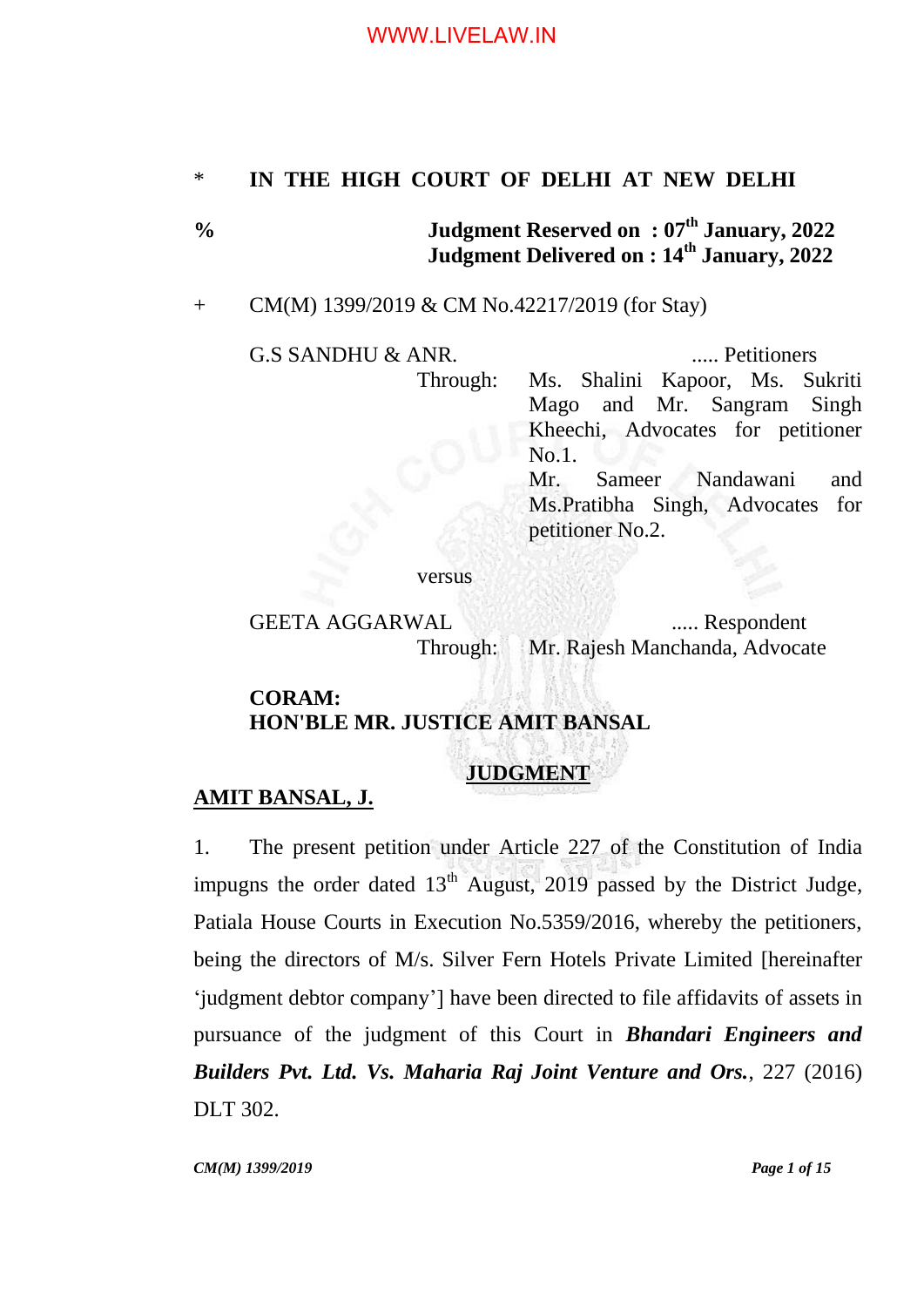\* **IN THE HIGH COURT OF DELHI AT NEW DELHI**

% **Judgment Reserved on : 07th January, 2022**
**Judgment Delivered on : 14th January, 2022**

\+ CM(M) 1399/2019 & CM No.42217/2019 (for Stay)

G.S SANDHU & ANR. ..... Petitioners

Through: Ms. Shalini Kapoor, Ms. Sukriti Mago and Mr. Sangram Singh Kheechi, Advocates for petitioner No.1.
Mr. Sameer Nandawani and Ms.Pratibha Singh, Advocates for petitioner No.2.

versus

GEETA AGGARWAL ..... Respondent

Through: Mr. Rajesh Manchanda, Advocate

**CORAM:**
**HON'BLE MR. JUSTICE AMIT BANSAL**

**<u>JUDGMENT</u>**

**<u>AMIT BANSAL, J.</u>**

1. The present petition under Article 227 of the Constitution of India impugns the order dated 13th August, 2019 passed by the District Judge, Patiala House Courts in Execution No.5359/2016, whereby the petitioners, being the directors of M/s. Silver Fern Hotels Private Limited [hereinafter 'judgment debtor company'] have been directed to file affidavits of assets in pursuance of the judgment of this Court in ***Bhandari Engineers and Builders Pvt. Ltd. Vs. Maharia Raj Joint Venture and Ors.***, 227 (2016) DLT 302.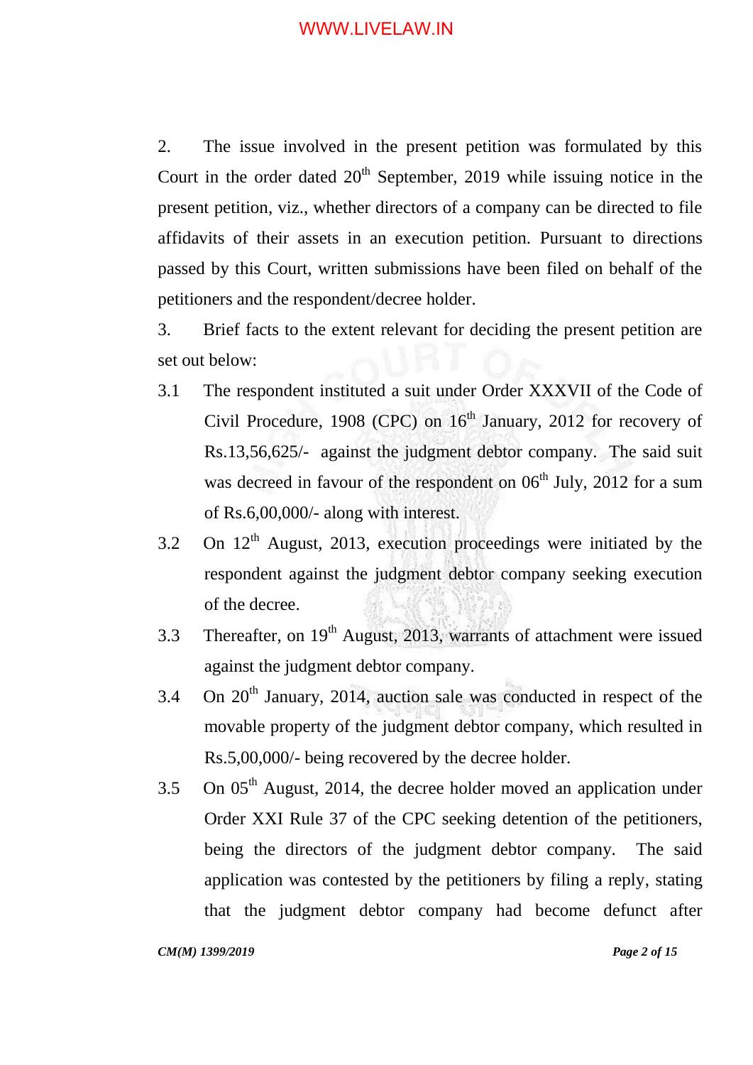2. The issue involved in the present petition was formulated by this Court in the order dated 20th September, 2019 while issuing notice in the present petition, viz., whether directors of a company can be directed to file affidavits of their assets in an execution petition. Pursuant to directions passed by this Court, written submissions have been filed on behalf of the petitioners and the respondent/decree holder.

3. Brief facts to the extent relevant for deciding the present petition are set out below:

3.1 The respondent instituted a suit under Order XXXVII of the Code of Civil Procedure, 1908 (CPC) on 16th January, 2012 for recovery of Rs.13,56,625/- against the judgment debtor company. The said suit was decreed in favour of the respondent on 06th July, 2012 for a sum of Rs.6,00,000/- along with interest.

3.2 On 12th August, 2013, execution proceedings were initiated by the respondent against the judgment debtor company seeking execution of the decree.

3.3 Thereafter, on 19th August, 2013, warrants of attachment were issued against the judgment debtor company.

3.4 On 20th January, 2014, auction sale was conducted in respect of the movable property of the judgment debtor company, which resulted in Rs.5,00,000/- being recovered by the decree holder.

3.5 On 05th August, 2014, the decree holder moved an application under Order XXI Rule 37 of the CPC seeking detention of the petitioners, being the directors of the judgment debtor company. The said application was contested by the petitioners by filing a reply, stating that the judgment debtor company had become defunct after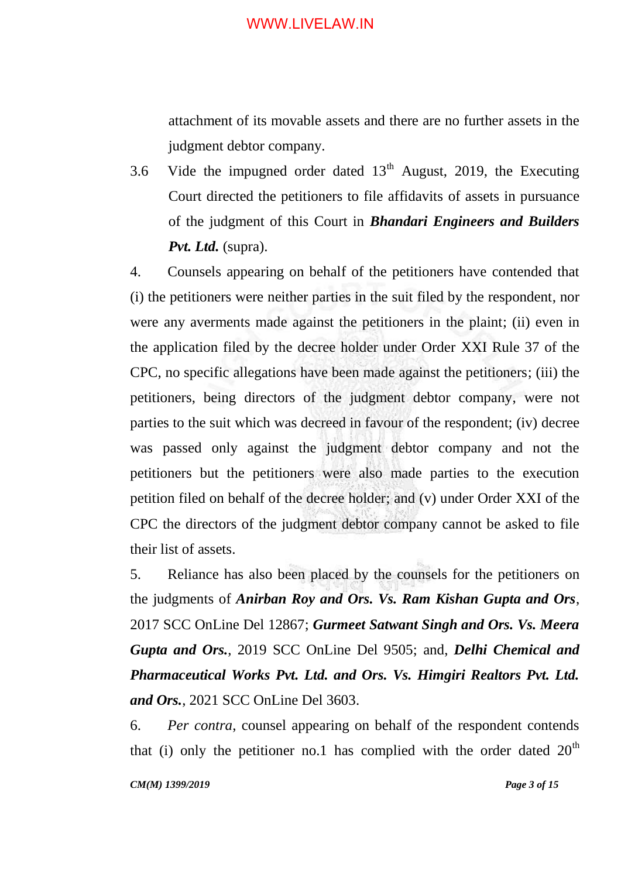attachment of its movable assets and there are no further assets in the judgment debtor company.

3.6 Vide the impugned order dated 13th August, 2019, the Executing Court directed the petitioners to file affidavits of assets in pursuance of the judgment of this Court in ***Bhandari Engineers and Builders Pvt. Ltd.*** (supra).

4. Counsels appearing on behalf of the petitioners have contended that (i) the petitioners were neither parties in the suit filed by the respondent, nor were any averments made against the petitioners in the plaint; (ii) even in the application filed by the decree holder under Order XXI Rule 37 of the CPC, no specific allegations have been made against the petitioners; (iii) the petitioners, being directors of the judgment debtor company, were not parties to the suit which was decreed in favour of the respondent; (iv) decree was passed only against the judgment debtor company and not the petitioners but the petitioners were also made parties to the execution petition filed on behalf of the decree holder; and (v) under Order XXI of the CPC the directors of the judgment debtor company cannot be asked to file their list of assets.

5. Reliance has also been placed by the counsels for the petitioners on the judgments of ***Anirban Roy and Ors. Vs. Ram Kishan Gupta and Ors***, 2017 SCC OnLine Del 12867; ***Gurmeet Satwant Singh and Ors. Vs. Meera Gupta and Ors.***, 2019 SCC OnLine Del 9505; and, ***Delhi Chemical and Pharmaceutical Works Pvt. Ltd. and Ors. Vs. Himgiri Realtors Pvt. Ltd. and Ors.***, 2021 SCC OnLine Del 3603.

6. *Per contra*, counsel appearing on behalf of the respondent contends that (i) only the petitioner no.1 has complied with the order dated 20th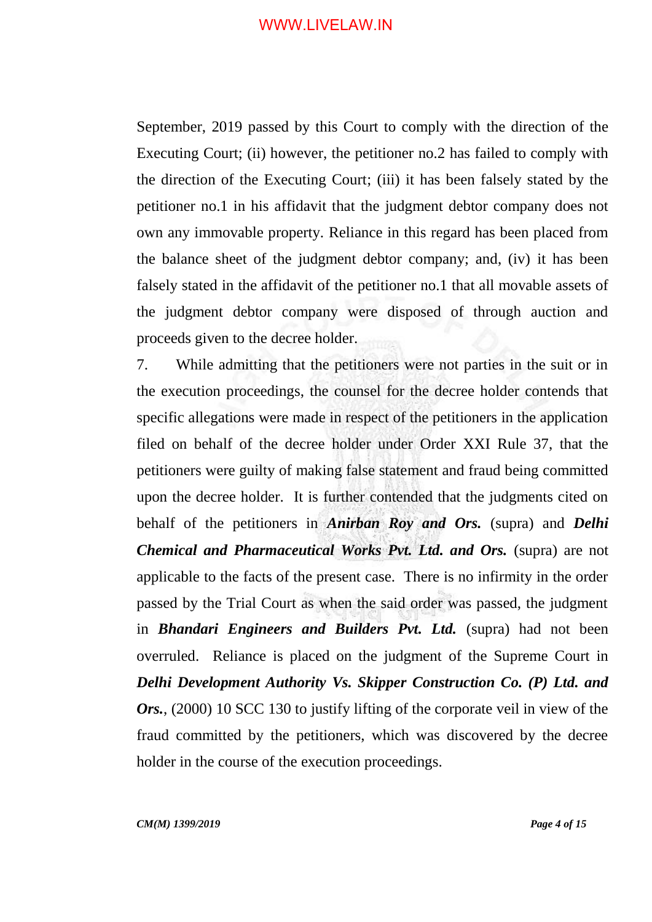September, 2019 passed by this Court to comply with the direction of the Executing Court; (ii) however, the petitioner no.2 has failed to comply with the direction of the Executing Court; (iii) it has been falsely stated by the petitioner no.1 in his affidavit that the judgment debtor company does not own any immovable property. Reliance in this regard has been placed from the balance sheet of the judgment debtor company; and, (iv) it has been falsely stated in the affidavit of the petitioner no.1 that all movable assets of the judgment debtor company were disposed of through auction and proceeds given to the decree holder.

7. While admitting that the petitioners were not parties in the suit or in the execution proceedings, the counsel for the decree holder contends that specific allegations were made in respect of the petitioners in the application filed on behalf of the decree holder under Order XXI Rule 37, that the petitioners were guilty of making false statement and fraud being committed upon the decree holder. It is further contended that the judgments cited on behalf of the petitioners in ***Anirban Roy and Ors.*** (supra) and ***Delhi Chemical and Pharmaceutical Works Pvt. Ltd. and Ors.*** (supra) are not applicable to the facts of the present case. There is no infirmity in the order passed by the Trial Court as when the said order was passed, the judgment in ***Bhandari Engineers and Builders Pvt. Ltd.*** (supra) had not been overruled. Reliance is placed on the judgment of the Supreme Court in ***Delhi Development Authority Vs. Skipper Construction Co. (P) Ltd. and Ors.***, (2000) 10 SCC 130 to justify lifting of the corporate veil in view of the fraud committed by the petitioners, which was discovered by the decree holder in the course of the execution proceedings.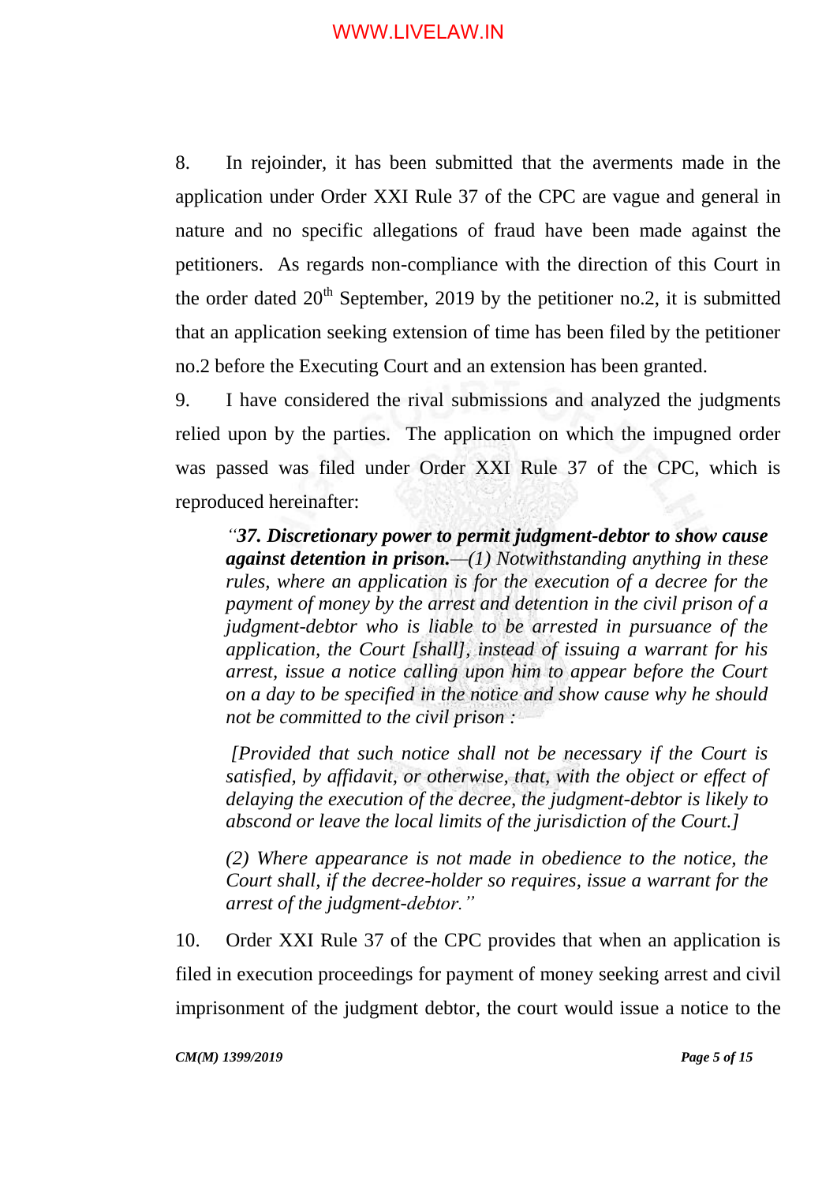8. In rejoinder, it has been submitted that the averments made in the application under Order XXI Rule 37 of the CPC are vague and general in nature and no specific allegations of fraud have been made against the petitioners. As regards non-compliance with the direction of this Court in the order dated 20th September, 2019 by the petitioner no.2, it is submitted that an application seeking extension of time has been filed by the petitioner no.2 before the Executing Court and an extension has been granted.

9. I have considered the rival submissions and analyzed the judgments relied upon by the parties. The application on which the impugned order was passed was filed under Order XXI Rule 37 of the CPC, which is reproduced hereinafter:

> *"**37. Discretionary power to permit judgment-debtor to show cause against detention in prison.**—(1) Notwithstanding anything in these rules, where an application is for the execution of a decree for the payment of money by the arrest and detention in the civil prison of a judgment-debtor who is liable to be arrested in pursuance of the application, the Court [shall], instead of issuing a warrant for his arrest, issue a notice calling upon him to appear before the Court on a day to be specified in the notice and show cause why he should not be committed to the civil prison :*
>
> *[Provided that such notice shall not be necessary if the Court is satisfied, by affidavit, or otherwise, that, with the object or effect of delaying the execution of the decree, the judgment-debtor is likely to abscond or leave the local limits of the jurisdiction of the Court.]*
>
> *(2) Where appearance is not made in obedience to the notice, the Court shall, if the decree-holder so requires, issue a warrant for the arrest of the judgment-debtor."*

10. Order XXI Rule 37 of the CPC provides that when an application is filed in execution proceedings for payment of money seeking arrest and civil imprisonment of the judgment debtor, the court would issue a notice to the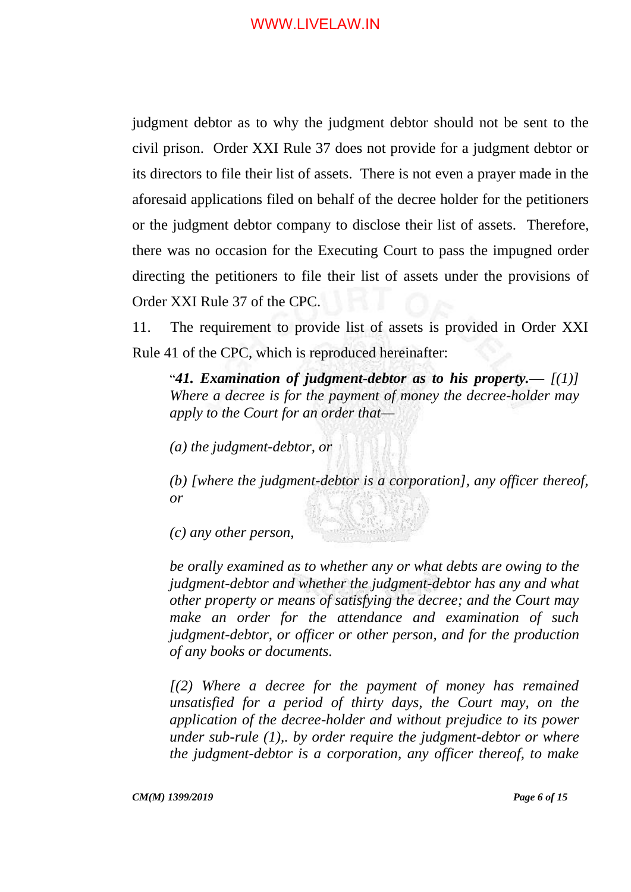judgment debtor as to why the judgment debtor should not be sent to the civil prison. Order XXI Rule 37 does not provide for a judgment debtor or its directors to file their list of assets. There is not even a prayer made in the aforesaid applications filed on behalf of the decree holder for the petitioners or the judgment debtor company to disclose their list of assets. Therefore, there was no occasion for the Executing Court to pass the impugned order directing the petitioners to file their list of assets under the provisions of Order XXI Rule 37 of the CPC.

11. The requirement to provide list of assets is provided in Order XXI Rule 41 of the CPC, which is reproduced hereinafter:

> "***41. Examination of judgment-debtor as to his property.***— *[(1)] Where a decree is for the payment of money the decree-holder may apply to the Court for an order that—*
>
> *(a) the judgment-debtor, or*
>
> *(b) [where the judgment-debtor is a corporation], any officer thereof, or*
>
> *(c) any other person,*
>
> *be orally examined as to whether any or what debts are owing to the judgment-debtor and whether the judgment-debtor has any and what other property or means of satisfying the decree; and the Court may make an order for the attendance and examination of such judgment-debtor, or officer or other person, and for the production of any books or documents.*
>
> *[(2) Where a decree for the payment of money has remained unsatisfied for a period of thirty days, the Court may, on the application of the decree-holder and without prejudice to its power under sub-rule (1),. by order require the judgment-debtor or where the judgment-debtor is a corporation, any officer thereof, to make*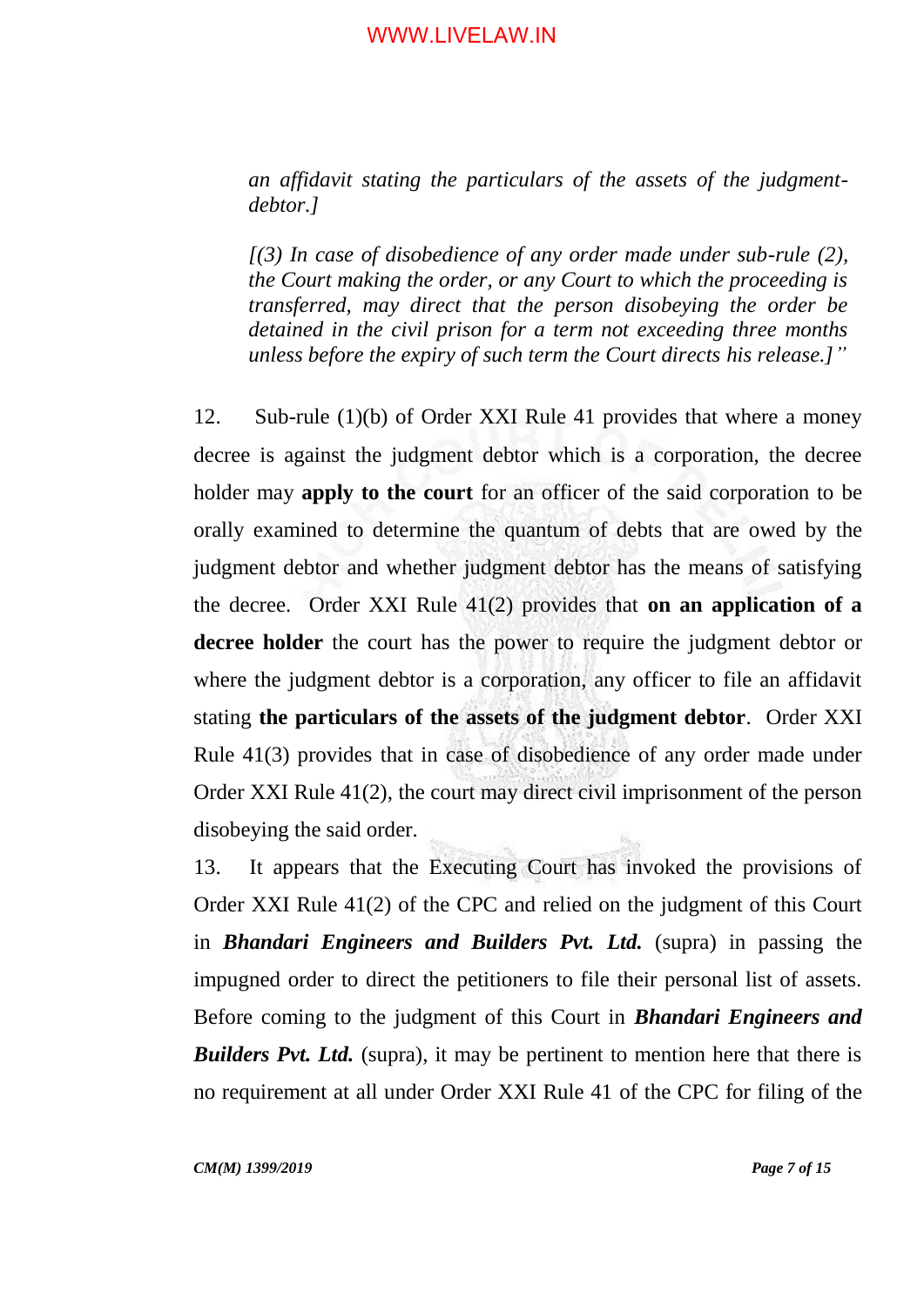*an affidavit stating the particulars of the assets of the judgment-debtor.]*

> *[(3) In case of disobedience of any order made under sub-rule (2), the Court making the order, or any Court to which the proceeding is transferred, may direct that the person disobeying the order be detained in the civil prison for a term not exceeding three months unless before the expiry of such term the Court directs his release.]"*

12. Sub-rule (1)(b) of Order XXI Rule 41 provides that where a money decree is against the judgment debtor which is a corporation, the decree holder may **apply to the court** for an officer of the said corporation to be orally examined to determine the quantum of debts that are owed by the judgment debtor and whether judgment debtor has the means of satisfying the decree. Order XXI Rule 41(2) provides that **on an application of a decree holder** the court has the power to require the judgment debtor or where the judgment debtor is a corporation, any officer to file an affidavit stating **the particulars of the assets of the judgment debtor**. Order XXI Rule 41(3) provides that in case of disobedience of any order made under Order XXI Rule 41(2), the court may direct civil imprisonment of the person disobeying the said order.

13. It appears that the Executing Court has invoked the provisions of Order XXI Rule 41(2) of the CPC and relied on the judgment of this Court in ***Bhandari Engineers and Builders Pvt. Ltd.*** (supra) in passing the impugned order to direct the petitioners to file their personal list of assets. Before coming to the judgment of this Court in ***Bhandari Engineers and Builders Pvt. Ltd.*** (supra), it may be pertinent to mention here that there is no requirement at all under Order XXI Rule 41 of the CPC for filing of the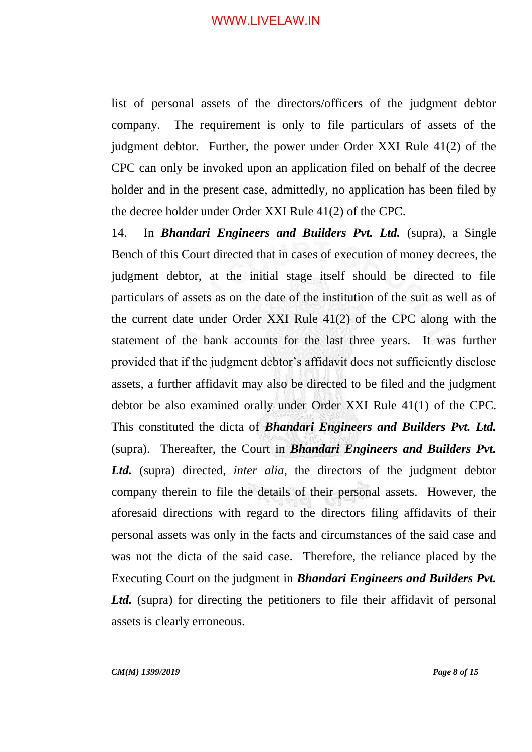list of personal assets of the directors/officers of the judgment debtor company. The requirement is only to file particulars of assets of the judgment debtor. Further, the power under Order XXI Rule 41(2) of the CPC can only be invoked upon an application filed on behalf of the decree holder and in the present case, admittedly, no application has been filed by the decree holder under Order XXI Rule 41(2) of the CPC.

14. In ***Bhandari Engineers and Builders Pvt. Ltd.*** (supra), a Single Bench of this Court directed that in cases of execution of money decrees, the judgment debtor, at the initial stage itself should be directed to file particulars of assets as on the date of the institution of the suit as well as of the current date under Order XXI Rule 41(2) of the CPC along with the statement of the bank accounts for the last three years. It was further provided that if the judgment debtor's affidavit does not sufficiently disclose assets, a further affidavit may also be directed to be filed and the judgment debtor be also examined orally under Order XXI Rule 41(1) of the CPC. This constituted the dicta of ***Bhandari Engineers and Builders Pvt. Ltd.*** (supra). Thereafter, the Court in ***Bhandari Engineers and Builders Pvt. Ltd.*** (supra) directed, *inter alia*, the directors of the judgment debtor company therein to file the details of their personal assets. However, the aforesaid directions with regard to the directors filing affidavits of their personal assets was only in the facts and circumstances of the said case and was not the dicta of the said case. Therefore, the reliance placed by the Executing Court on the judgment in ***Bhandari Engineers and Builders Pvt. Ltd.*** (supra) for directing the petitioners to file their affidavit of personal assets is clearly erroneous.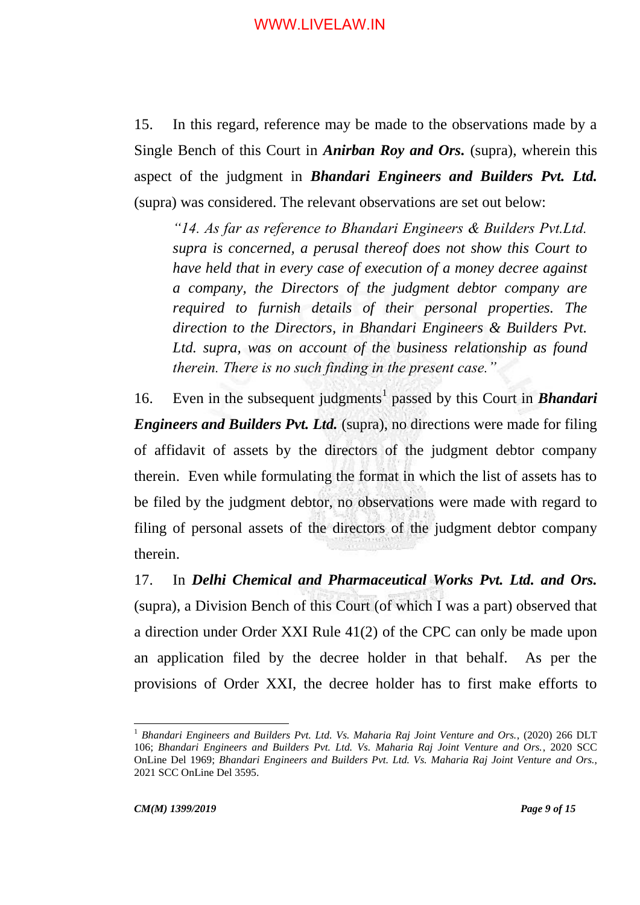15. In this regard, reference may be made to the observations made by a Single Bench of this Court in ***Anirban Roy and Ors.*** (supra), wherein this aspect of the judgment in ***Bhandari Engineers and Builders Pvt. Ltd.*** (supra) was considered. The relevant observations are set out below:

> *"14. As far as reference to Bhandari Engineers & Builders Pvt.Ltd. supra is concerned, a perusal thereof does not show this Court to have held that in every case of execution of a money decree against a company, the Directors of the judgment debtor company are required to furnish details of their personal properties. The direction to the Directors, in Bhandari Engineers & Builders Pvt. Ltd. supra, was on account of the business relationship as found therein. There is no such finding in the present case."*

16. Even in the subsequent judgments[1] passed by this Court in ***Bhandari Engineers and Builders Pvt. Ltd.*** (supra), no directions were made for filing of affidavit of assets by the directors of the judgment debtor company therein. Even while formulating the format in which the list of assets has to be filed by the judgment debtor, no observations were made with regard to filing of personal assets of the directors of the judgment debtor company therein.

17. In ***Delhi Chemical and Pharmaceutical Works Pvt. Ltd. and Ors.*** (supra), a Division Bench of this Court (of which I was a part) observed that a direction under Order XXI Rule 41(2) of the CPC can only be made upon an application filed by the decree holder in that behalf. As per the provisions of Order XXI, the decree holder has to first make efforts to

---

[1] *Bhandari Engineers and Builders Pvt. Ltd. Vs. Maharia Raj Joint Venture and Ors.*, (2020) 266 DLT 106; *Bhandari Engineers and Builders Pvt. Ltd. Vs. Maharia Raj Joint Venture and Ors.*, 2020 SCC OnLine Del 1969; *Bhandari Engineers and Builders Pvt. Ltd. Vs. Maharia Raj Joint Venture and Ors.*, 2021 SCC OnLine Del 3595.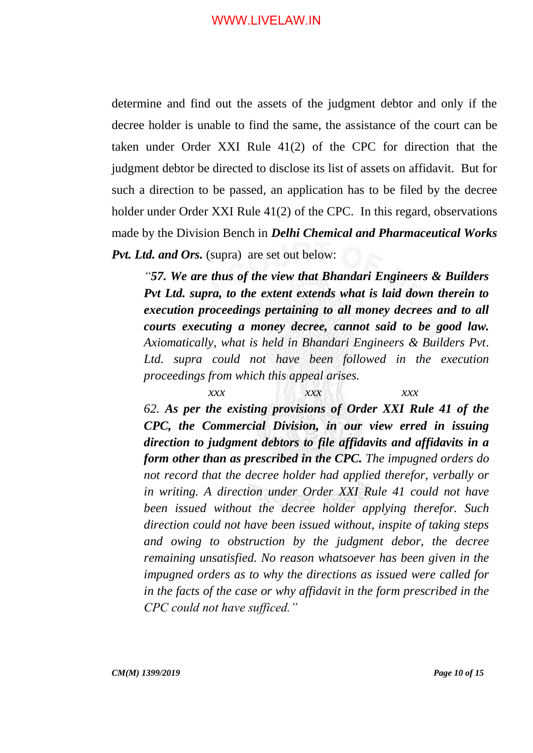determine and find out the assets of the judgment debtor and only if the decree holder is unable to find the same, the assistance of the court can be taken under Order XXI Rule 41(2) of the CPC for direction that the judgment debtor be directed to disclose its list of assets on affidavit. But for such a direction to be passed, an application has to be filed by the decree holder under Order XXI Rule 41(2) of the CPC. In this regard, observations made by the Division Bench in ***Delhi Chemical and Pharmaceutical Works Pvt. Ltd. and Ors.*** (supra) are set out below:

> *"**57. We are thus of the view that Bhandari Engineers & Builders Pvt Ltd. supra, to the extent extends what is laid down therein to execution proceedings pertaining to all money decrees and to all courts executing a money decree, cannot said to be good law.** Axiomatically, what is held in Bhandari Engineers & Builders Pvt. Ltd. supra could not have been followed in the execution proceedings from which this appeal arises.*
>
> *xxx xxx xxx*
>
> *62. **As per the existing provisions of Order XXI Rule 41 of the CPC, the Commercial Division, in our view erred in issuing direction to judgment debtors to file affidavits and affidavits in a form other than as prescribed in the CPC.** The impugned orders do not record that the decree holder had applied therefor, verbally or in writing. A direction under Order XXI Rule 41 could not have been issued without the decree holder applying therefor. Such direction could not have been issued without, inspite of taking steps and owing to obstruction by the judgment debor, the decree remaining unsatisfied. No reason whatsoever has been given in the impugned orders as to why the directions as issued were called for in the facts of the case or why affidavit in the form prescribed in the CPC could not have sufficed."*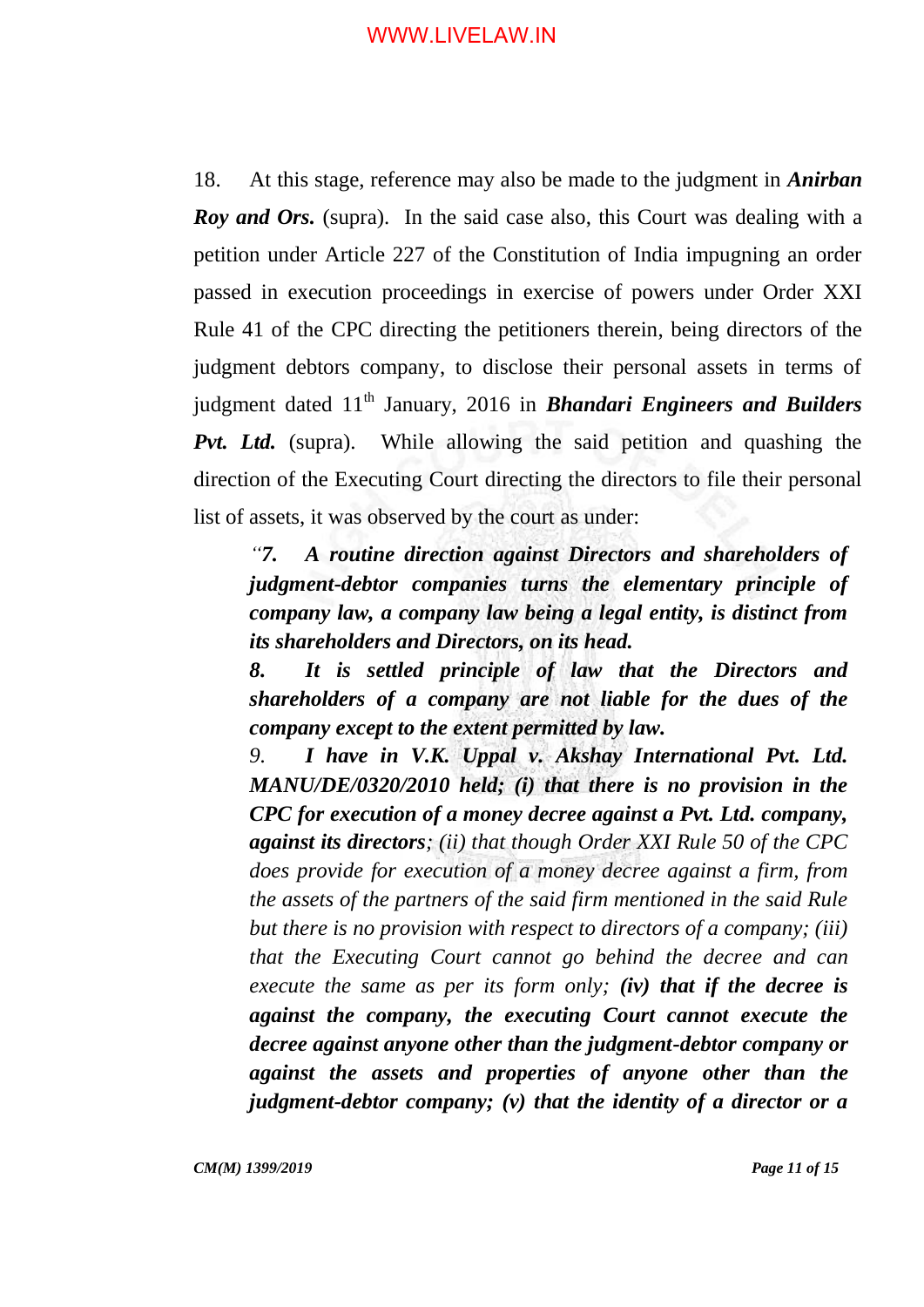18. At this stage, reference may also be made to the judgment in ***Anirban Roy and Ors.*** (supra). In the said case also, this Court was dealing with a petition under Article 227 of the Constitution of India impugning an order passed in execution proceedings in exercise of powers under Order XXI Rule 41 of the CPC directing the petitioners therein, being directors of the judgment debtors company, to disclose their personal assets in terms of judgment dated 11th January, 2016 in ***Bhandari Engineers and Builders Pvt. Ltd.*** (supra). While allowing the said petition and quashing the direction of the Executing Court directing the directors to file their personal list of assets, it was observed by the court as under:

> *"**7. A routine direction against Directors and shareholders of judgment-debtor companies turns the elementary principle of company law, a company law being a legal entity, is distinct from its shareholders and Directors, on its head.***
>
> ***8. It is settled principle of law that the Directors and shareholders of a company are not liable for the dues of the company except to the extent permitted by law.***
>
> *9. **I have in V.K. Uppal v. Akshay International Pvt. Ltd. MANU/DE/0320/2010 held; (i) that there is no provision in the CPC for execution of a money decree against a Pvt. Ltd. company, against its directors**; (ii) that though Order XXI Rule 50 of the CPC does provide for execution of a money decree against a firm, from the assets of the partners of the said firm mentioned in the said Rule but there is no provision with respect to directors of a company; (iii) that the Executing Court cannot go behind the decree and can execute the same as per its form only; **(iv) that if the decree is against the company, the executing Court cannot execute the decree against anyone other than the judgment-debtor company or against the assets and properties of anyone other than the judgment-debtor company; (v) that the identity of a director or a***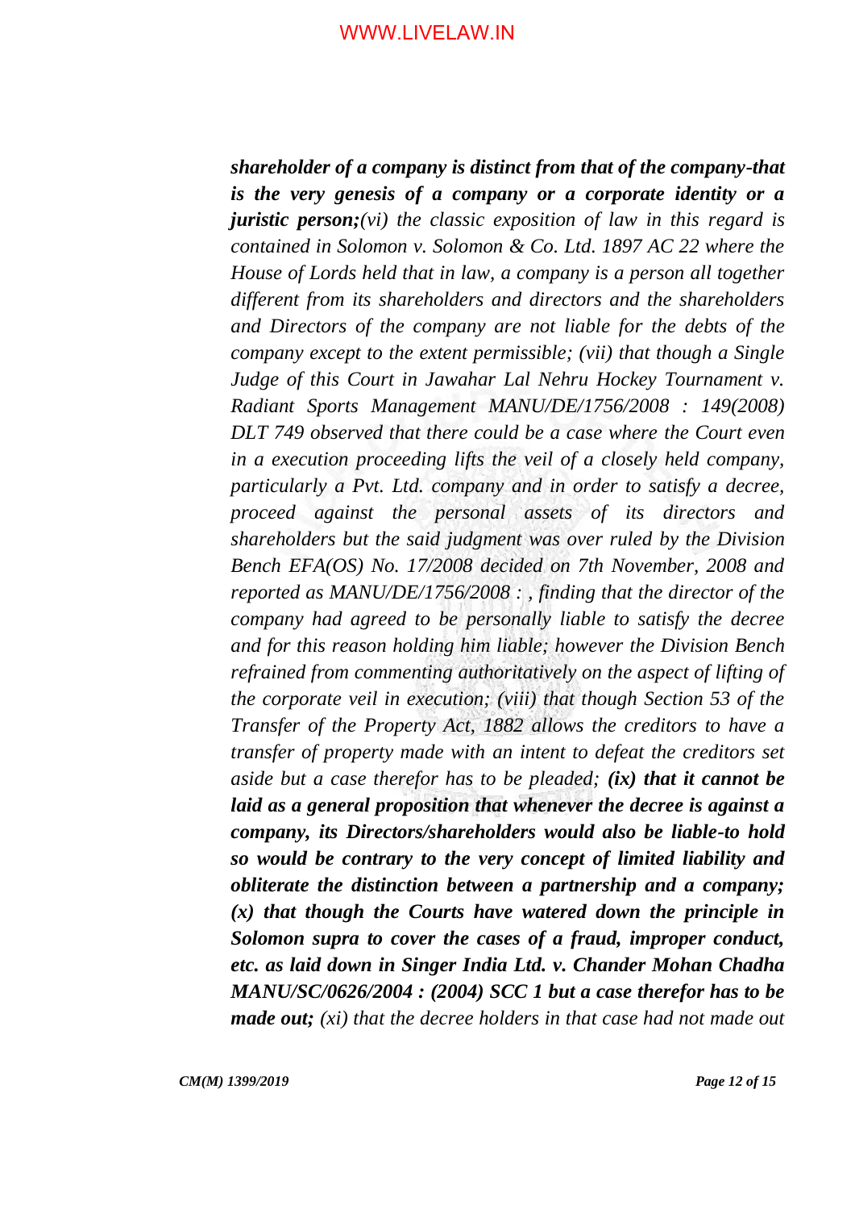***shareholder of a company is distinct from that of the company-that is the very genesis of a company or a corporate identity or a juristic person;****(vi) the classic exposition of law in this regard is contained in Solomon v. Solomon & Co. Ltd. 1897 AC 22 where the House of Lords held that in law, a company is a person all together different from its shareholders and directors and the shareholders and Directors of the company are not liable for the debts of the company except to the extent permissible; (vii) that though a Single Judge of this Court in Jawahar Lal Nehru Hockey Tournament v. Radiant Sports Management MANU/DE/1756/2008 : 149(2008) DLT 749 observed that there could be a case where the Court even in a execution proceeding lifts the veil of a closely held company, particularly a Pvt. Ltd. company and in order to satisfy a decree, proceed against the personal assets of its directors and shareholders but the said judgment was over ruled by the Division Bench EFA(OS) No. 17/2008 decided on 7th November, 2008 and reported as MANU/DE/1756/2008 : , finding that the director of the company had agreed to be personally liable to satisfy the decree and for this reason holding him liable; however the Division Bench refrained from commenting authoritatively on the aspect of lifting of the corporate veil in execution; (viii) that though Section 53 of the Transfer of the Property Act, 1882 allows the creditors to have a transfer of property made with an intent to defeat the creditors set aside but a case therefor has to be pleaded;* ***(ix) that it cannot be laid as a general proposition that whenever the decree is against a company, its Directors/shareholders would also be liable-to hold so would be contrary to the very concept of limited liability and obliterate the distinction between a partnership and a company; (x) that though the Courts have watered down the principle in Solomon supra to cover the cases of a fraud, improper conduct, etc. as laid down in Singer India Ltd. v. Chander Mohan Chadha MANU/SC/0626/2004 : (2004) SCC 1 but a case therefor has to be made out;*** *(xi) that the decree holders in that case had not made out*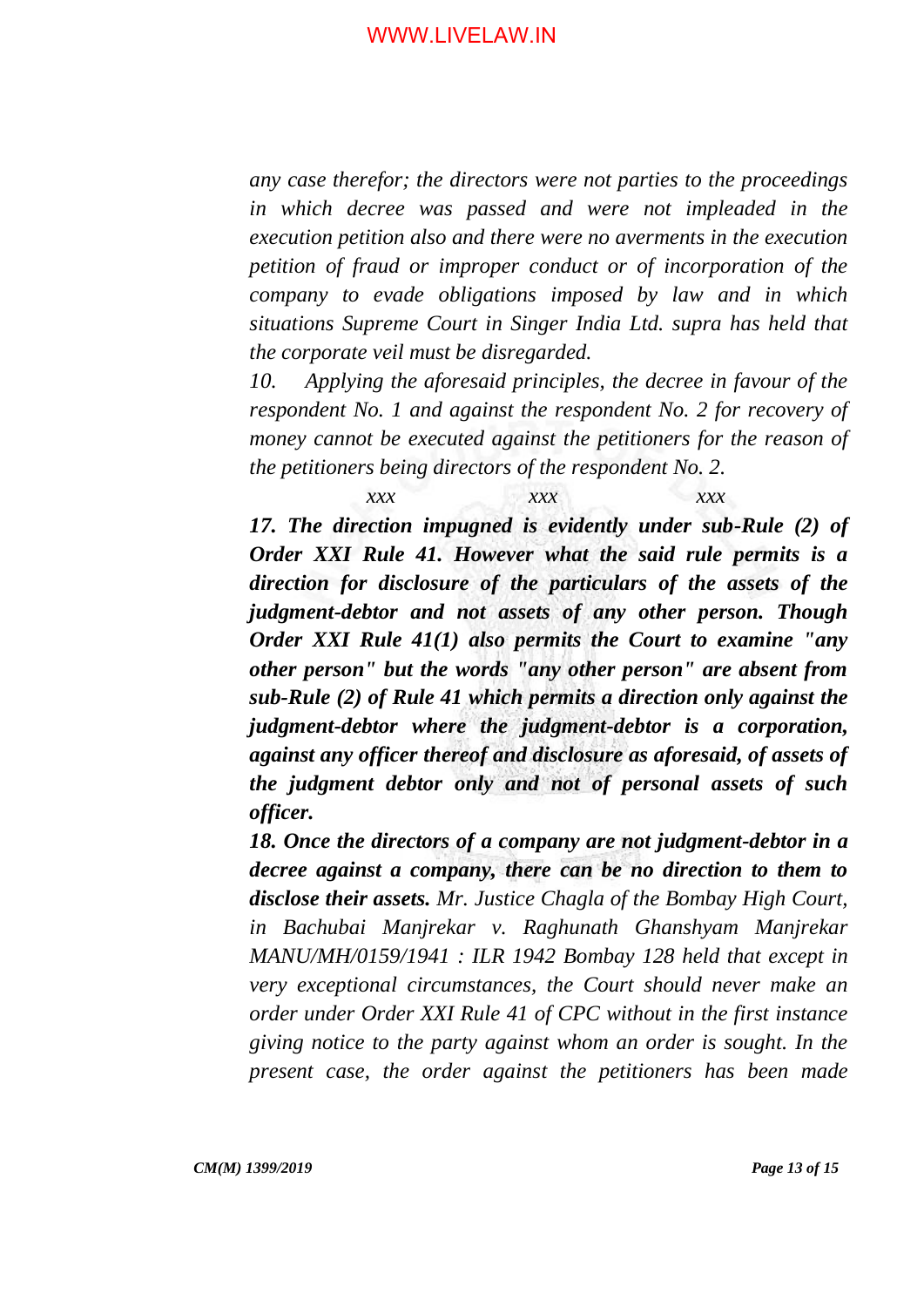*any case therefor; the directors were not parties to the proceedings in which decree was passed and were not impleaded in the execution petition also and there were no averments in the execution petition of fraud or improper conduct or of incorporation of the company to evade obligations imposed by law and in which situations Supreme Court in Singer India Ltd. supra has held that the corporate veil must be disregarded.*

*10. Applying the aforesaid principles, the decree in favour of the respondent No. 1 and against the respondent No. 2 for recovery of money cannot be executed against the petitioners for the reason of the petitioners being directors of the respondent No. 2.*

*xxx xxx xxx*

***17. The direction impugned is evidently under sub-Rule (2) of Order XXI Rule 41. However what the said rule permits is a direction for disclosure of the particulars of the assets of the judgment-debtor and not assets of any other person. Though Order XXI Rule 41(1) also permits the Court to examine "any other person" but the words "any other person" are absent from sub-Rule (2) of Rule 41 which permits a direction only against the judgment-debtor where the judgment-debtor is a corporation, against any officer thereof and disclosure as aforesaid, of assets of the judgment debtor only and not of personal assets of such officer.***

***18. Once the directors of a company are not judgment-debtor in a decree against a company, there can be no direction to them to disclose their assets.** Mr. Justice Chagla of the Bombay High Court, in Bachubai Manjrekar v. Raghunath Ghanshyam Manjrekar MANU/MH/0159/1941 : ILR 1942 Bombay 128 held that except in very exceptional circumstances, the Court should never make an order under Order XXI Rule 41 of CPC without in the first instance giving notice to the party against whom an order is sought. In the present case, the order against the petitioners has been made*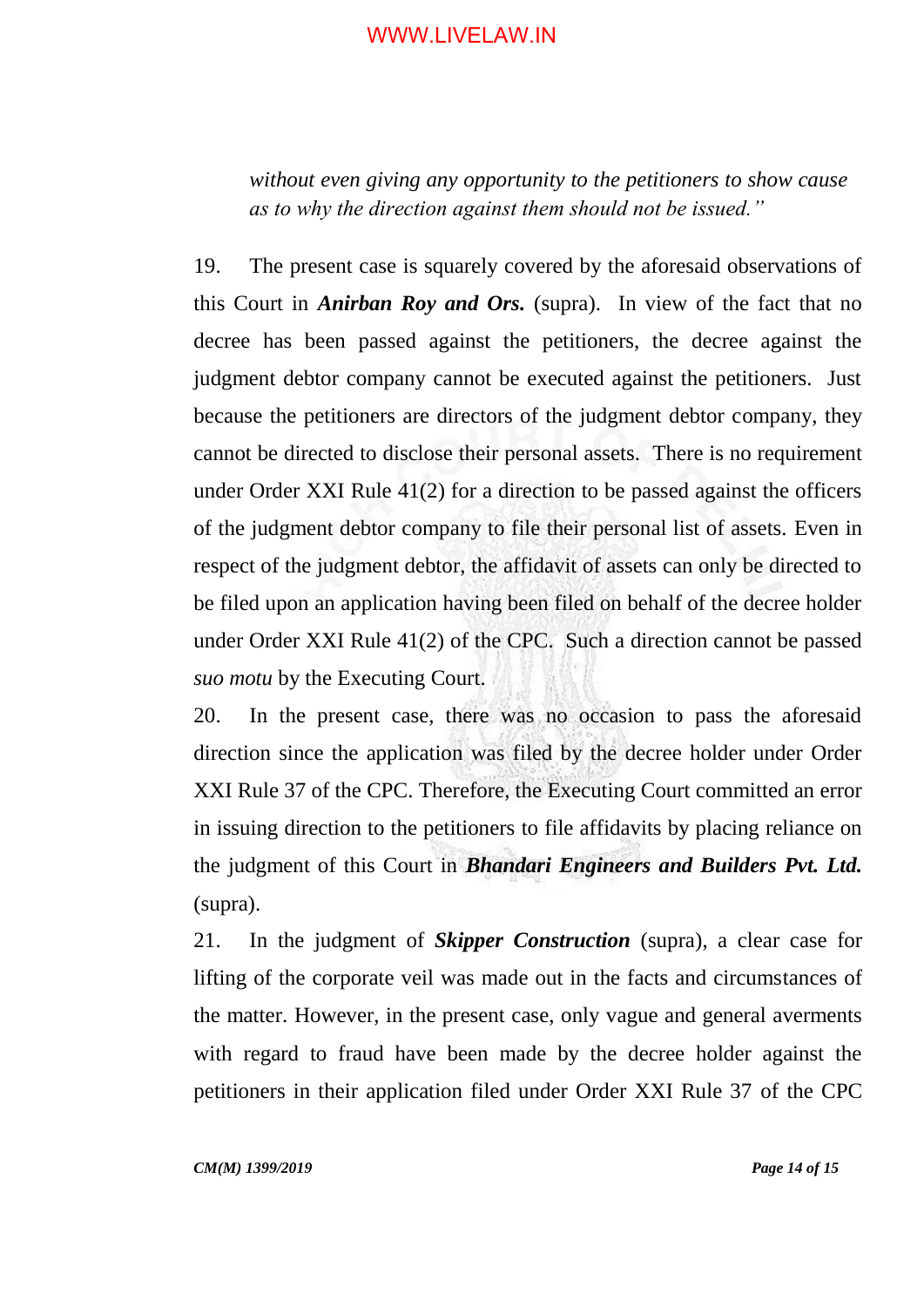*without even giving any opportunity to the petitioners to show cause as to why the direction against them should not be issued."*

19. The present case is squarely covered by the aforesaid observations of this Court in ***Anirban Roy and Ors.*** (supra). In view of the fact that no decree has been passed against the petitioners, the decree against the judgment debtor company cannot be executed against the petitioners. Just because the petitioners are directors of the judgment debtor company, they cannot be directed to disclose their personal assets. There is no requirement under Order XXI Rule 41(2) for a direction to be passed against the officers of the judgment debtor company to file their personal list of assets. Even in respect of the judgment debtor, the affidavit of assets can only be directed to be filed upon an application having been filed on behalf of the decree holder under Order XXI Rule 41(2) of the CPC. Such a direction cannot be passed *suo motu* by the Executing Court.

20. In the present case, there was no occasion to pass the aforesaid direction since the application was filed by the decree holder under Order XXI Rule 37 of the CPC. Therefore, the Executing Court committed an error in issuing direction to the petitioners to file affidavits by placing reliance on the judgment of this Court in ***Bhandari Engineers and Builders Pvt. Ltd.*** (supra).

21. In the judgment of ***Skipper Construction*** (supra), a clear case for lifting of the corporate veil was made out in the facts and circumstances of the matter. However, in the present case, only vague and general averments with regard to fraud have been made by the decree holder against the petitioners in their application filed under Order XXI Rule 37 of the CPC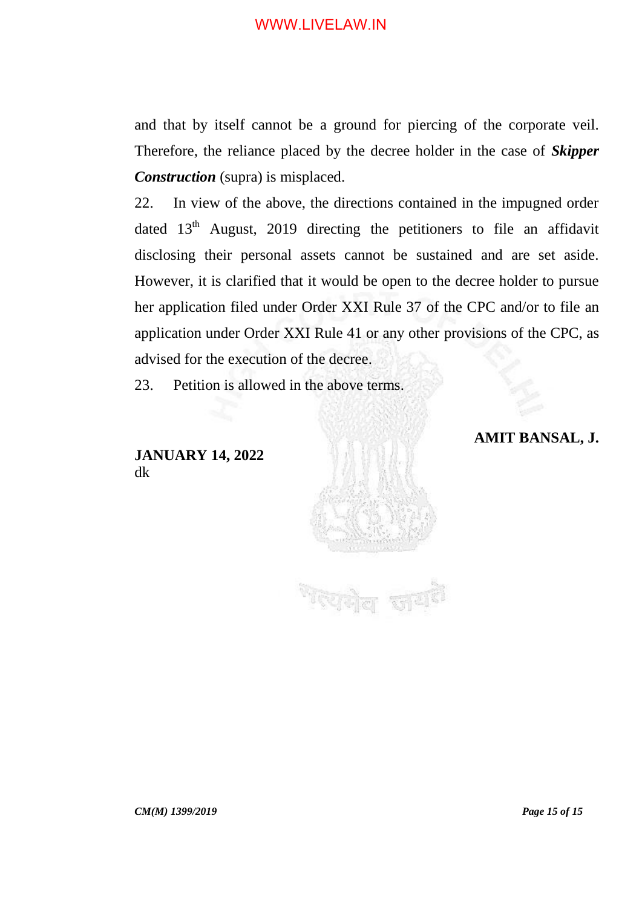and that by itself cannot be a ground for piercing of the corporate veil. Therefore, the reliance placed by the decree holder in the case of ***Skipper Construction*** (supra) is misplaced.

22. In view of the above, the directions contained in the impugned order dated 13th August, 2019 directing the petitioners to file an affidavit disclosing their personal assets cannot be sustained and are set aside. However, it is clarified that it would be open to the decree holder to pursue her application filed under Order XXI Rule 37 of the CPC and/or to file an application under Order XXI Rule 41 or any other provisions of the CPC, as advised for the execution of the decree.

23. Petition is allowed in the above terms.

**AMIT BANSAL, J.**

**JANUARY 14, 2022**
dk